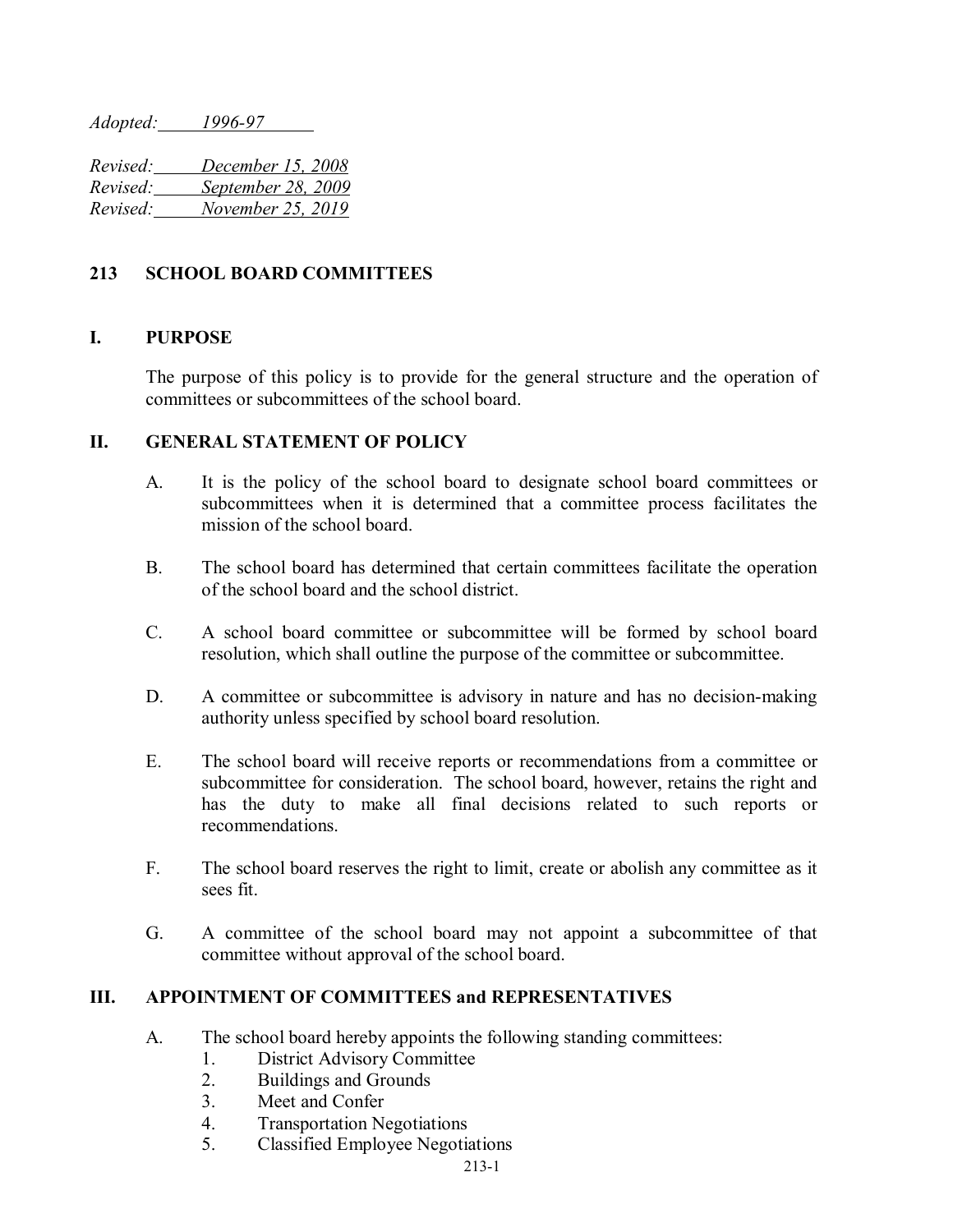*Adopted: 1996-97*

*Revised: December 15, 2008*
*Revised: September 28, 2009*
*Revised: November 25, 2019*

# 213 SCHOOL BOARD COMMITTEES

## I. PURPOSE

The purpose of this policy is to provide for the general structure and the operation of committees or subcommittees of the school board.

## II. GENERAL STATEMENT OF POLICY

A. It is the policy of the school board to designate school board committees or subcommittees when it is determined that a committee process facilitates the mission of the school board.

B. The school board has determined that certain committees facilitate the operation of the school board and the school district.

C. A school board committee or subcommittee will be formed by school board resolution, which shall outline the purpose of the committee or subcommittee.

D. A committee or subcommittee is advisory in nature and has no decision-making authority unless specified by school board resolution.

E. The school board will receive reports or recommendations from a committee or subcommittee for consideration. The school board, however, retains the right and has the duty to make all final decisions related to such reports or recommendations.

F. The school board reserves the right to limit, create or abolish any committee as it sees fit.

G. A committee of the school board may not appoint a subcommittee of that committee without approval of the school board.

## III. APPOINTMENT OF COMMITTEES and REPRESENTATIVES

A. The school board hereby appoints the following standing committees:
   1. District Advisory Committee
   2. Buildings and Grounds
   3. Meet and Confer
   4. Transportation Negotiations
   5. Classified Employee Negotiations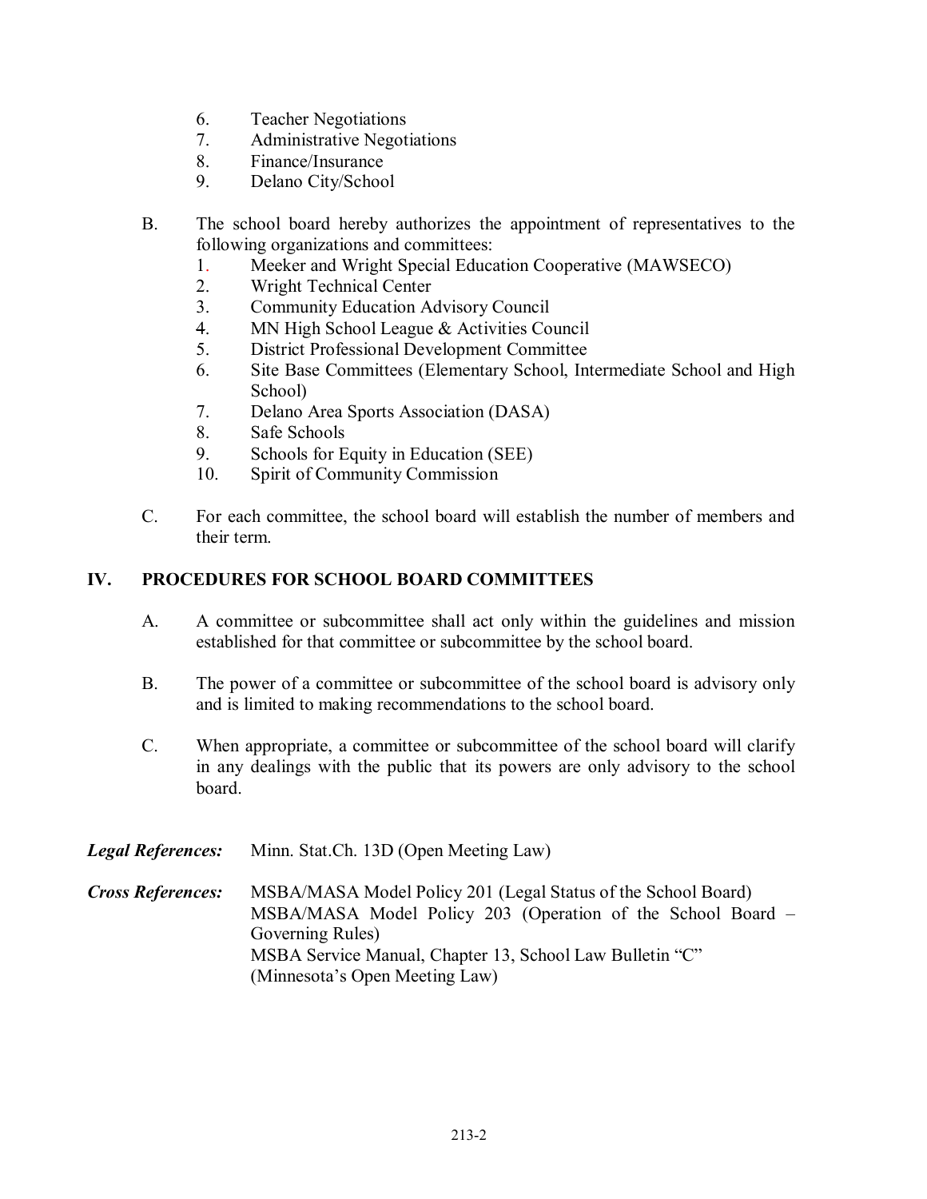6. Teacher Negotiations
7. Administrative Negotiations
8. Finance/Insurance
9. Delano City/School

B. The school board hereby authorizes the appointment of representatives to the following organizations and committees:

1. Meeker and Wright Special Education Cooperative (MAWSECO)
2. Wright Technical Center
3. Community Education Advisory Council
4. MN High School League & Activities Council
5. District Professional Development Committee
6. Site Base Committees (Elementary School, Intermediate School and High School)
7. Delano Area Sports Association (DASA)
8. Safe Schools
9. Schools for Equity in Education (SEE)
10. Spirit of Community Commission

C. For each committee, the school board will establish the number of members and their term.

## IV. PROCEDURES FOR SCHOOL BOARD COMMITTEES

A. A committee or subcommittee shall act only within the guidelines and mission established for that committee or subcommittee by the school board.

B. The power of a committee or subcommittee of the school board is advisory only and is limited to making recommendations to the school board.

C. When appropriate, a committee or subcommittee of the school board will clarify in any dealings with the public that its powers are only advisory to the school board.

***Legal References:*** Minn. Stat.Ch. 13D (Open Meeting Law)

***Cross References:*** MSBA/MASA Model Policy 201 (Legal Status of the School Board)
MSBA/MASA Model Policy 203 (Operation of the School Board – Governing Rules)
MSBA Service Manual, Chapter 13, School Law Bulletin "C" (Minnesota's Open Meeting Law)